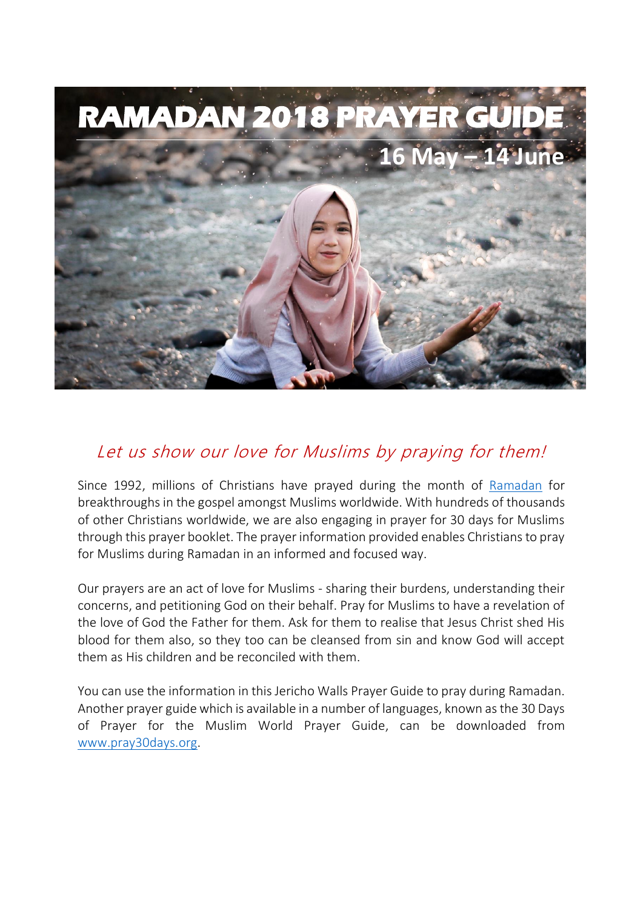# RAMADAN 2018 PRAYER GUIDE

## 16 May – 14 June

*Let us show our love for Muslims by praying for them!*

Since 1992, millions of Christians have prayed during the month of [Ramadan] for breakthroughs in the gospel amongst Muslims worldwide. With hundreds of thousands of other Christians worldwide, we are also engaging in prayer for 30 days for Muslims through this prayer booklet. The prayer information provided enables Christians to pray for Muslims during Ramadan in an informed and focused way.

Our prayers are an act of love for Muslims - sharing their burdens, understanding their concerns, and petitioning God on their behalf. Pray for Muslims to have a revelation of the love of God the Father for them. Ask for them to realise that Jesus Christ shed His blood for them also, so they too can be cleansed from sin and know God will accept them as His children and be reconciled with them.

You can use the information in this Jericho Walls Prayer Guide to pray during Ramadan. Another prayer guide which is available in a number of languages, known as the 30 Days of Prayer for the Muslim World Prayer Guide, can be downloaded from www.pray30days.org.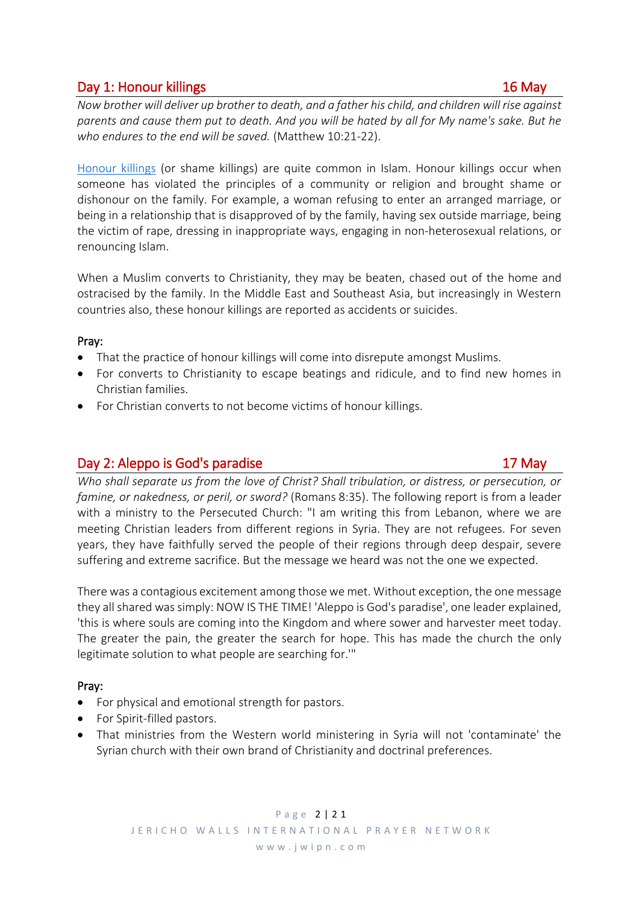## Day 1: Honour killings 16 May

*Now brother will deliver up brother to death, and a father his child, and children will rise against parents and cause them put to death. And you will be hated by all for My name's sake. But he who endures to the end will be saved.* (Matthew 10:21-22).

Honour killings (or shame killings) are quite common in Islam. Honour killings occur when someone has violated the principles of a community or religion and brought shame or dishonour on the family. For example, a woman refusing to enter an arranged marriage, or being in a relationship that is disapproved of by the family, having sex outside marriage, being the victim of rape, dressing in inappropriate ways, engaging in non-heterosexual relations, or renouncing Islam.

When a Muslim converts to Christianity, they may be beaten, chased out of the home and ostracised by the family. In the Middle East and Southeast Asia, but increasingly in Western countries also, these honour killings are reported as accidents or suicides.

Pray:

- That the practice of honour killings will come into disrepute amongst Muslims.
- For converts to Christianity to escape beatings and ridicule, and to find new homes in Christian families.
- For Christian converts to not become victims of honour killings.

## Day 2: Aleppo is God's paradise 17 May

*Who shall separate us from the love of Christ? Shall tribulation, or distress, or persecution, or famine, or nakedness, or peril, or sword?* (Romans 8:35). The following report is from a leader with a ministry to the Persecuted Church: "I am writing this from Lebanon, where we are meeting Christian leaders from different regions in Syria. They are not refugees. For seven years, they have faithfully served the people of their regions through deep despair, severe suffering and extreme sacrifice. But the message we heard was not the one we expected.

There was a contagious excitement among those we met. Without exception, the one message they all shared was simply: NOW IS THE TIME! 'Aleppo is God's paradise', one leader explained, 'this is where souls are coming into the Kingdom and where sower and harvester meet today. The greater the pain, the greater the search for hope. This has made the church the only legitimate solution to what people are searching for.'"

Pray:

- For physical and emotional strength for pastors.
- For Spirit-filled pastors.
- That ministries from the Western world ministering in Syria will not 'contaminate' the Syrian church with their own brand of Christianity and doctrinal preferences.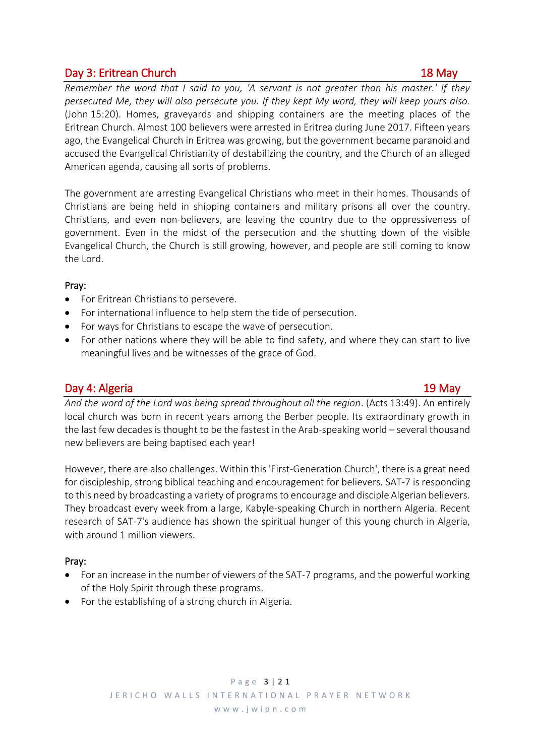## Day 3: Eritrean Church 18 May

*Remember the word that I said to you, 'A servant is not greater than his master.' If they persecuted Me, they will also persecute you. If they kept My word, they will keep yours also.* (John 15:20). Homes, graveyards and shipping containers are the meeting places of the Eritrean Church. Almost 100 believers were arrested in Eritrea during June 2017. Fifteen years ago, the Evangelical Church in Eritrea was growing, but the government became paranoid and accused the Evangelical Christianity of destabilizing the country, and the Church of an alleged American agenda, causing all sorts of problems.

The government are arresting Evangelical Christians who meet in their homes. Thousands of Christians are being held in shipping containers and military prisons all over the country. Christians, and even non-believers, are leaving the country due to the oppressiveness of government. Even in the midst of the persecution and the shutting down of the visible Evangelical Church, the Church is still growing, however, and people are still coming to know the Lord.

### Pray:

- For Eritrean Christians to persevere.
- For international influence to help stem the tide of persecution.
- For ways for Christians to escape the wave of persecution.
- For other nations where they will be able to find safety, and where they can start to live meaningful lives and be witnesses of the grace of God.

## Day 4: Algeria 19 May

*And the word of the Lord was being spread throughout all the region*. (Acts 13:49). An entirely local church was born in recent years among the Berber people. Its extraordinary growth in the last few decades is thought to be the fastest in the Arab-speaking world – several thousand new believers are being baptised each year!

However, there are also challenges. Within this 'First-Generation Church', there is a great need for discipleship, strong biblical teaching and encouragement for believers. SAT-7 is responding to this need by broadcasting a variety of programs to encourage and disciple Algerian believers. They broadcast every week from a large, Kabyle-speaking Church in northern Algeria. Recent research of SAT-7's audience has shown the spiritual hunger of this young church in Algeria, with around 1 million viewers.

### Pray:

- For an increase in the number of viewers of the SAT-7 programs, and the powerful working of the Holy Spirit through these programs.
- For the establishing of a strong church in Algeria.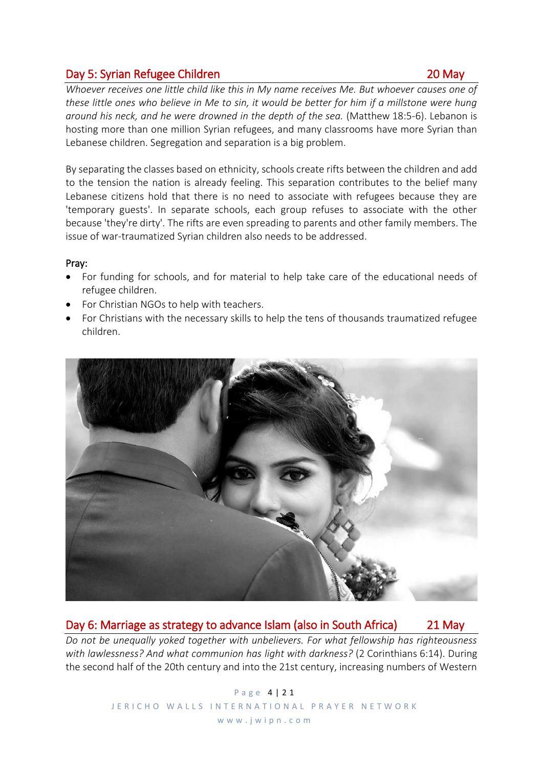## Day 5: Syrian Refugee Children 20 May

*Whoever receives one little child like this in My name receives Me. But whoever causes one of these little ones who believe in Me to sin, it would be better for him if a millstone were hung around his neck, and he were drowned in the depth of the sea.* (Matthew 18:5-6). Lebanon is hosting more than one million Syrian refugees, and many classrooms have more Syrian than Lebanese children. Segregation and separation is a big problem.

By separating the classes based on ethnicity, schools create rifts between the children and add to the tension the nation is already feeling. This separation contributes to the belief many Lebanese citizens hold that there is no need to associate with refugees because they are 'temporary guests'. In separate schools, each group refuses to associate with the other because 'they're dirty'. The rifts are even spreading to parents and other family members. The issue of war-traumatized Syrian children also needs to be addressed.

Pray:

- For funding for schools, and for material to help take care of the educational needs of refugee children.
- For Christian NGOs to help with teachers.
- For Christians with the necessary skills to help the tens of thousands traumatized refugee children.

## Day 6: Marriage as strategy to advance Islam (also in South Africa) 21 May

*Do not be unequally yoked together with unbelievers. For what fellowship has righteousness with lawlessness? And what communion has light with darkness?* (2 Corinthians 6:14). During the second half of the 20th century and into the 21st century, increasing numbers of Western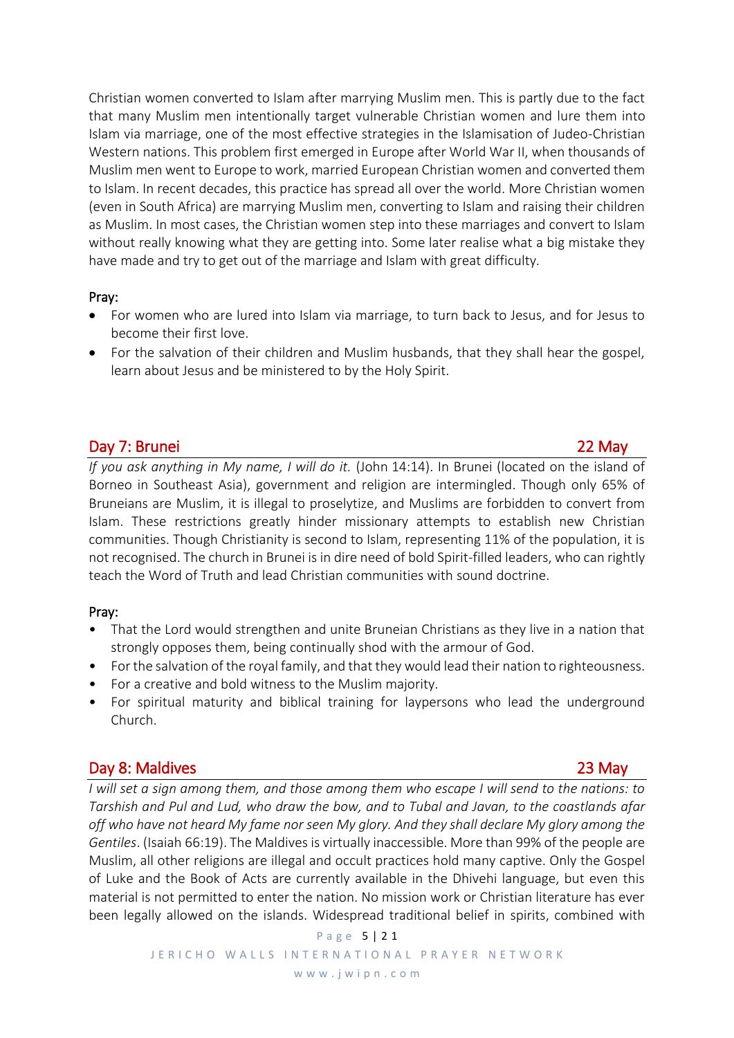Christian women converted to Islam after marrying Muslim men. This is partly due to the fact that many Muslim men intentionally target vulnerable Christian women and lure them into Islam via marriage, one of the most effective strategies in the Islamisation of Judeo-Christian Western nations. This problem first emerged in Europe after World War II, when thousands of Muslim men went to Europe to work, married European Christian women and converted them to Islam. In recent decades, this practice has spread all over the world. More Christian women (even in South Africa) are marrying Muslim men, converting to Islam and raising their children as Muslim. In most cases, the Christian women step into these marriages and convert to Islam without really knowing what they are getting into. Some later realise what a big mistake they have made and try to get out of the marriage and Islam with great difficulty.

Pray:

- For women who are lured into Islam via marriage, to turn back to Jesus, and for Jesus to become their first love.
- For the salvation of their children and Muslim husbands, that they shall hear the gospel, learn about Jesus and be ministered to by the Holy Spirit.

## Day 7: Brunei — 22 May

*If you ask anything in My name, I will do it.* (John 14:14). In Brunei (located on the island of Borneo in Southeast Asia), government and religion are intermingled. Though only 65% of Bruneians are Muslim, it is illegal to proselytize, and Muslims are forbidden to convert from Islam. These restrictions greatly hinder missionary attempts to establish new Christian communities. Though Christianity is second to Islam, representing 11% of the population, it is not recognised. The church in Brunei is in dire need of bold Spirit-filled leaders, who can rightly teach the Word of Truth and lead Christian communities with sound doctrine.

Pray:

- That the Lord would strengthen and unite Bruneian Christians as they live in a nation that strongly opposes them, being continually shod with the armour of God.
- For the salvation of the royal family, and that they would lead their nation to righteousness.
- For a creative and bold witness to the Muslim majority.
- For spiritual maturity and biblical training for laypersons who lead the underground Church.

## Day 8: Maldives — 23 May

*I will set a sign among them, and those among them who escape I will send to the nations: to Tarshish and Pul and Lud, who draw the bow, and to Tubal and Javan, to the coastlands afar off who have not heard My fame nor seen My glory. And they shall declare My glory among the Gentiles*. (Isaiah 66:19). The Maldives is virtually inaccessible. More than 99% of the people are Muslim, all other religions are illegal and occult practices hold many captive. Only the Gospel of Luke and the Book of Acts are currently available in the Dhivehi language, but even this material is not permitted to enter the nation. No mission work or Christian literature has ever been legally allowed on the islands. Widespread traditional belief in spirits, combined with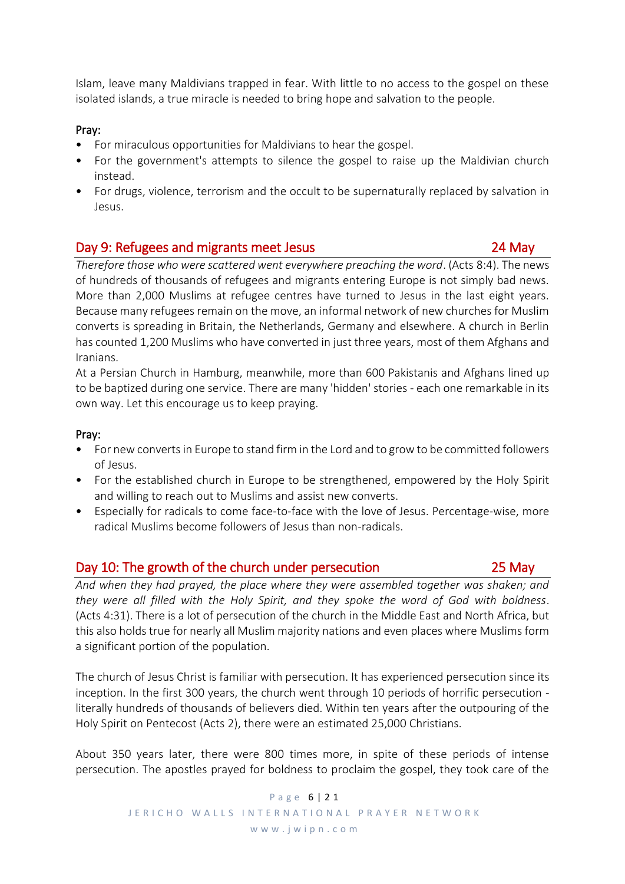Islam, leave many Maldivians trapped in fear. With little to no access to the gospel on these isolated islands, a true miracle is needed to bring hope and salvation to the people.

**Pray:**

- For miraculous opportunities for Maldivians to hear the gospel.
- For the government's attempts to silence the gospel to raise up the Maldivian church instead.
- For drugs, violence, terrorism and the occult to be supernaturally replaced by salvation in Jesus.

## Day 9: Refugees and migrants meet Jesus — 24 May

*Therefore those who were scattered went everywhere preaching the word*. (Acts 8:4). The news of hundreds of thousands of refugees and migrants entering Europe is not simply bad news. More than 2,000 Muslims at refugee centres have turned to Jesus in the last eight years. Because many refugees remain on the move, an informal network of new churches for Muslim converts is spreading in Britain, the Netherlands, Germany and elsewhere. A church in Berlin has counted 1,200 Muslims who have converted in just three years, most of them Afghans and Iranians.

At a Persian Church in Hamburg, meanwhile, more than 600 Pakistanis and Afghans lined up to be baptized during one service. There are many 'hidden' stories - each one remarkable in its own way. Let this encourage us to keep praying.

**Pray:**

- For new converts in Europe to stand firm in the Lord and to grow to be committed followers of Jesus.
- For the established church in Europe to be strengthened, empowered by the Holy Spirit and willing to reach out to Muslims and assist new converts.
- Especially for radicals to come face-to-face with the love of Jesus. Percentage-wise, more radical Muslims become followers of Jesus than non-radicals.

## Day 10: The growth of the church under persecution — 25 May

*And when they had prayed, the place where they were assembled together was shaken; and they were all filled with the Holy Spirit, and they spoke the word of God with boldness*. (Acts 4:31). There is a lot of persecution of the church in the Middle East and North Africa, but this also holds true for nearly all Muslim majority nations and even places where Muslims form a significant portion of the population.

The church of Jesus Christ is familiar with persecution. It has experienced persecution since its inception. In the first 300 years, the church went through 10 periods of horrific persecution - literally hundreds of thousands of believers died. Within ten years after the outpouring of the Holy Spirit on Pentecost (Acts 2), there were an estimated 25,000 Christians.

About 350 years later, there were 800 times more, in spite of these periods of intense persecution. The apostles prayed for boldness to proclaim the gospel, they took care of the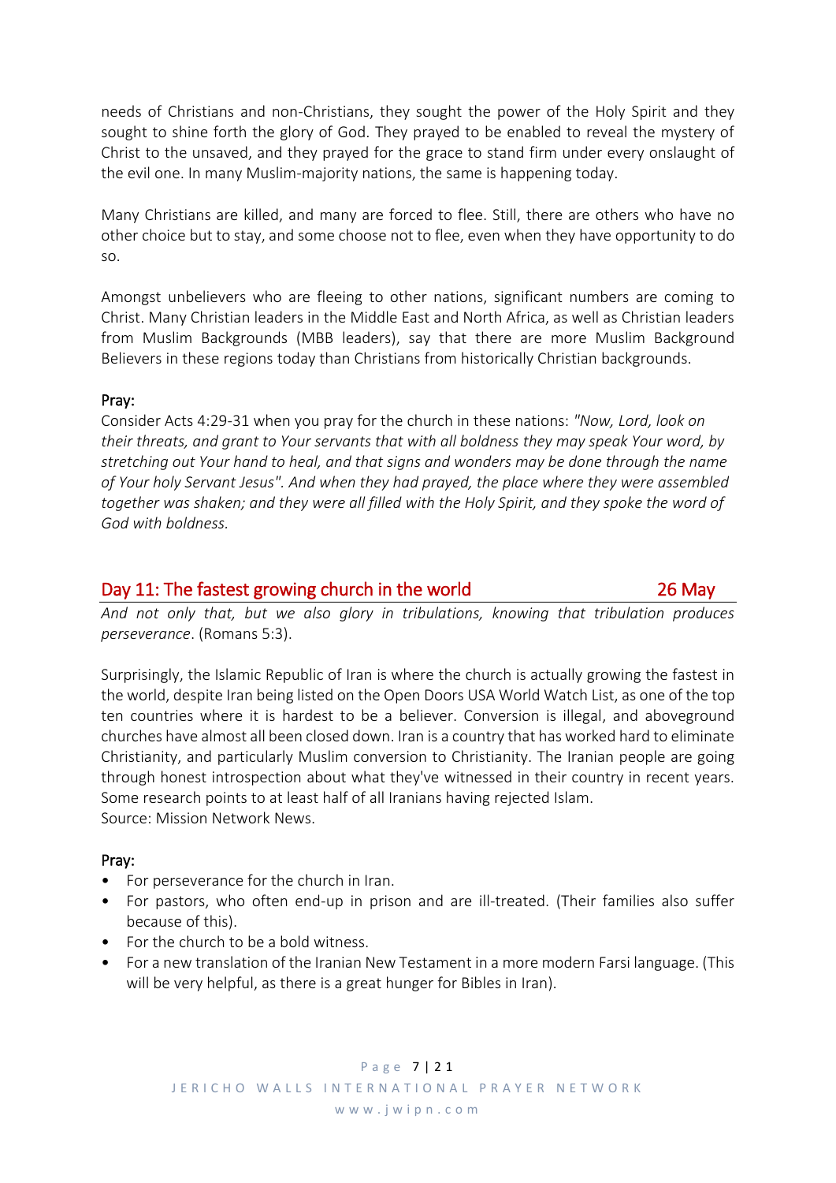needs of Christians and non-Christians, they sought the power of the Holy Spirit and they sought to shine forth the glory of God. They prayed to be enabled to reveal the mystery of Christ to the unsaved, and they prayed for the grace to stand firm under every onslaught of the evil one. In many Muslim-majority nations, the same is happening today.

Many Christians are killed, and many are forced to flee. Still, there are others who have no other choice but to stay, and some choose not to flee, even when they have opportunity to do so.

Amongst unbelievers who are fleeing to other nations, significant numbers are coming to Christ. Many Christian leaders in the Middle East and North Africa, as well as Christian leaders from Muslim Backgrounds (MBB leaders), say that there are more Muslim Background Believers in these regions today than Christians from historically Christian backgrounds.

**Pray:**
Consider Acts 4:29-31 when you pray for the church in these nations: *"Now, Lord, look on their threats, and grant to Your servants that with all boldness they may speak Your word, by stretching out Your hand to heal, and that signs and wonders may be done through the name of Your holy Servant Jesus". And when they had prayed, the place where they were assembled together was shaken; and they were all filled with the Holy Spirit, and they spoke the word of God with boldness.*

## Day 11: The fastest growing church in the world — 26 May

*And not only that, but we also glory in tribulations, knowing that tribulation produces perseverance*. (Romans 5:3).

Surprisingly, the Islamic Republic of Iran is where the church is actually growing the fastest in the world, despite Iran being listed on the Open Doors USA World Watch List, as one of the top ten countries where it is hardest to be a believer. Conversion is illegal, and aboveground churches have almost all been closed down. Iran is a country that has worked hard to eliminate Christianity, and particularly Muslim conversion to Christianity. The Iranian people are going through honest introspection about what they've witnessed in their country in recent years. Some research points to at least half of all Iranians having rejected Islam.
Source: Mission Network News.

**Pray:**
- For perseverance for the church in Iran.
- For pastors, who often end-up in prison and are ill-treated. (Their families also suffer because of this).
- For the church to be a bold witness.
- For a new translation of the Iranian New Testament in a more modern Farsi language. (This will be very helpful, as there is a great hunger for Bibles in Iran).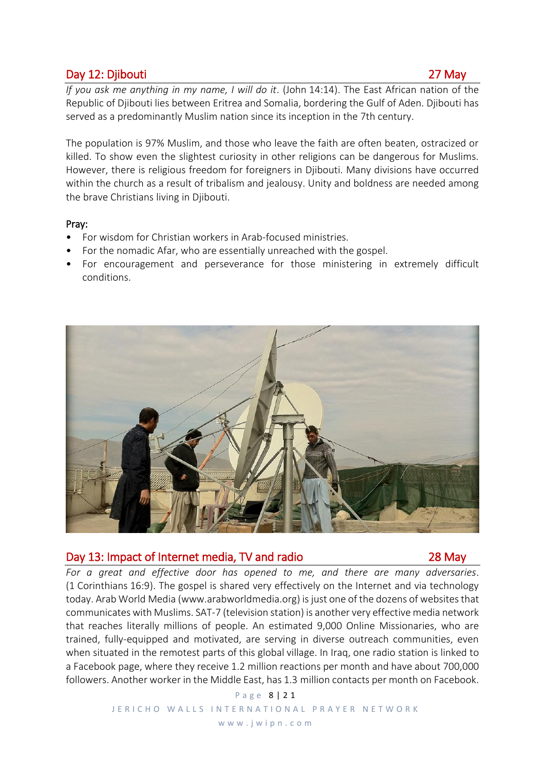## Day 12: Djibouti — 27 May

*If you ask me anything in my name, I will do it*. (John 14:14). The East African nation of the Republic of Djibouti lies between Eritrea and Somalia, bordering the Gulf of Aden. Djibouti has served as a predominantly Muslim nation since its inception in the 7th century.

The population is 97% Muslim, and those who leave the faith are often beaten, ostracized or killed. To show even the slightest curiosity in other religions can be dangerous for Muslims. However, there is religious freedom for foreigners in Djibouti. Many divisions have occurred within the church as a result of tribalism and jealousy. Unity and boldness are needed among the brave Christians living in Djibouti.

Pray:

- For wisdom for Christian workers in Arab-focused ministries.
- For the nomadic Afar, who are essentially unreached with the gospel.
- For encouragement and perseverance for those ministering in extremely difficult conditions.

## Day 13: Impact of Internet media, TV and radio — 28 May

*For a great and effective door has opened to me, and there are many adversaries*. (1 Corinthians 16:9). The gospel is shared very effectively on the Internet and via technology today. Arab World Media (www.arabworldmedia.org) is just one of the dozens of websites that communicates with Muslims. SAT-7 (television station) is another very effective media network that reaches literally millions of people. An estimated 9,000 Online Missionaries, who are trained, fully-equipped and motivated, are serving in diverse outreach communities, even when situated in the remotest parts of this global village. In Iraq, one radio station is linked to a Facebook page, where they receive 1.2 million reactions per month and have about 700,000 followers. Another worker in the Middle East, has 1.3 million contacts per month on Facebook.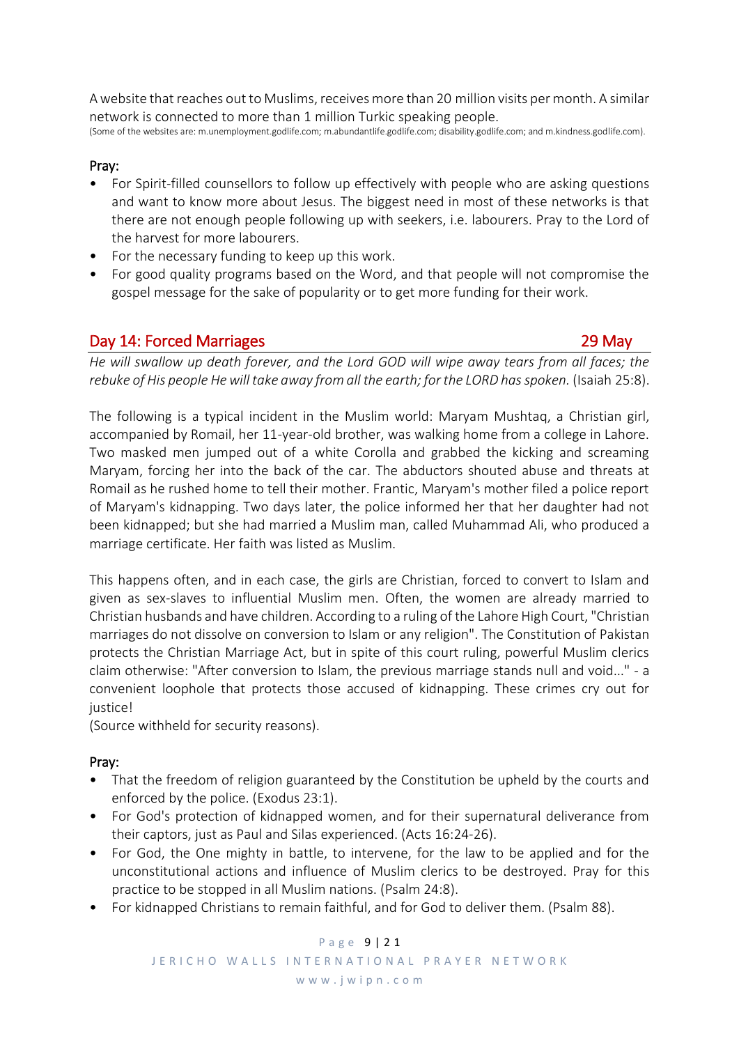A website that reaches out to Muslims, receives more than 20 million visits per month. A similar network is connected to more than 1 million Turkic speaking people.
(Some of the websites are: m.unemployment.godlife.com; m.abundantlife.godlife.com; disability.godlife.com; and m.kindness.godlife.com).

**Pray:**

- For Spirit-filled counsellors to follow up effectively with people who are asking questions and want to know more about Jesus. The biggest need in most of these networks is that there are not enough people following up with seekers, i.e. labourers. Pray to the Lord of the harvest for more labourers.
- For the necessary funding to keep up this work.
- For good quality programs based on the Word, and that people will not compromise the gospel message for the sake of popularity or to get more funding for their work.

## Day 14: Forced Marriages — 29 May

*He will swallow up death forever, and the Lord GOD will wipe away tears from all faces; the rebuke of His people He will take away from all the earth; for the LORD has spoken.* (Isaiah 25:8).

The following is a typical incident in the Muslim world: Maryam Mushtaq, a Christian girl, accompanied by Romail, her 11-year-old brother, was walking home from a college in Lahore. Two masked men jumped out of a white Corolla and grabbed the kicking and screaming Maryam, forcing her into the back of the car. The abductors shouted abuse and threats at Romail as he rushed home to tell their mother. Frantic, Maryam's mother filed a police report of Maryam's kidnapping. Two days later, the police informed her that her daughter had not been kidnapped; but she had married a Muslim man, called Muhammad Ali, who produced a marriage certificate. Her faith was listed as Muslim.

This happens often, and in each case, the girls are Christian, forced to convert to Islam and given as sex-slaves to influential Muslim men. Often, the women are already married to Christian husbands and have children. According to a ruling of the Lahore High Court, "Christian marriages do not dissolve on conversion to Islam or any religion". The Constitution of Pakistan protects the Christian Marriage Act, but in spite of this court ruling, powerful Muslim clerics claim otherwise: "After conversion to Islam, the previous marriage stands null and void..." - a convenient loophole that protects those accused of kidnapping. These crimes cry out for justice!
(Source withheld for security reasons).

**Pray:**

- That the freedom of religion guaranteed by the Constitution be upheld by the courts and enforced by the police. (Exodus 23:1).
- For God's protection of kidnapped women, and for their supernatural deliverance from their captors, just as Paul and Silas experienced. (Acts 16:24-26).
- For God, the One mighty in battle, to intervene, for the law to be applied and for the unconstitutional actions and influence of Muslim clerics to be destroyed. Pray for this practice to be stopped in all Muslim nations. (Psalm 24:8).
- For kidnapped Christians to remain faithful, and for God to deliver them. (Psalm 88).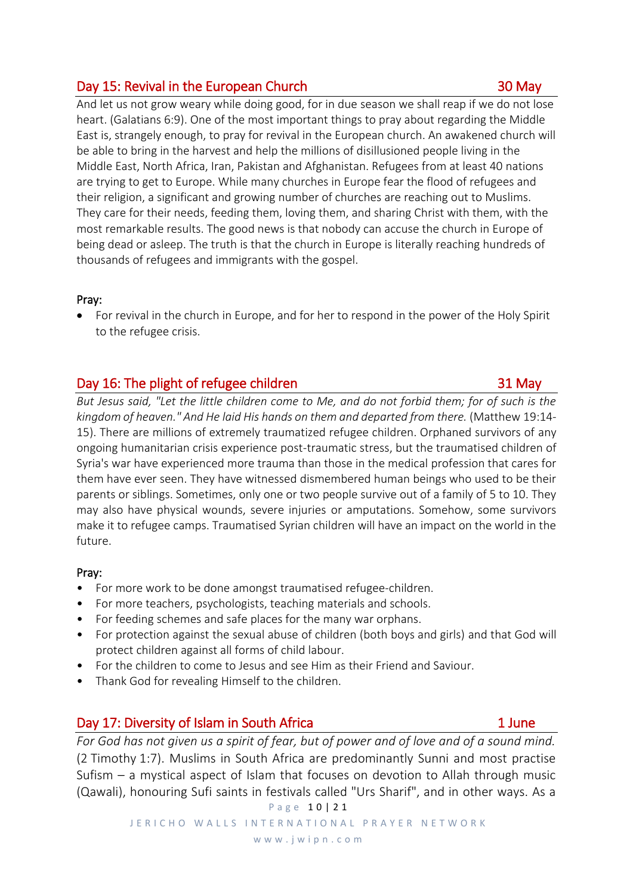## Day 15: Revival in the European Church 30 May

And let us not grow weary while doing good, for in due season we shall reap if we do not lose heart. (Galatians 6:9). One of the most important things to pray about regarding the Middle East is, strangely enough, to pray for revival in the European church. An awakened church will be able to bring in the harvest and help the millions of disillusioned people living in the Middle East, North Africa, Iran, Pakistan and Afghanistan. Refugees from at least 40 nations are trying to get to Europe. While many churches in Europe fear the flood of refugees and their religion, a significant and growing number of churches are reaching out to Muslims. They care for their needs, feeding them, loving them, and sharing Christ with them, with the most remarkable results. The good news is that nobody can accuse the church in Europe of being dead or asleep. The truth is that the church in Europe is literally reaching hundreds of thousands of refugees and immigrants with the gospel.

**Pray:**

- For revival in the church in Europe, and for her to respond in the power of the Holy Spirit to the refugee crisis.

## Day 16: The plight of refugee children 31 May

*But Jesus said, "Let the little children come to Me, and do not forbid them; for of such is the kingdom of heaven." And He laid His hands on them and departed from there.* (Matthew 19:14-15). There are millions of extremely traumatized refugee children. Orphaned survivors of any ongoing humanitarian crisis experience post-traumatic stress, but the traumatised children of Syria's war have experienced more trauma than those in the medical profession that cares for them have ever seen. They have witnessed dismembered human beings who used to be their parents or siblings. Sometimes, only one or two people survive out of a family of 5 to 10. They may also have physical wounds, severe injuries or amputations. Somehow, some survivors make it to refugee camps. Traumatised Syrian children will have an impact on the world in the future.

**Pray:**

- For more work to be done amongst traumatised refugee-children.
- For more teachers, psychologists, teaching materials and schools.
- For feeding schemes and safe places for the many war orphans.
- For protection against the sexual abuse of children (both boys and girls) and that God will protect children against all forms of child labour.
- For the children to come to Jesus and see Him as their Friend and Saviour.
- Thank God for revealing Himself to the children.

## Day 17: Diversity of Islam in South Africa 1 June

*For God has not given us a spirit of fear, but of power and of love and of a sound mind.* (2 Timothy 1:7). Muslims in South Africa are predominantly Sunni and most practise Sufism – a mystical aspect of Islam that focuses on devotion to Allah through music (Qawali), honouring Sufi saints in festivals called "Urs Sharif", and in other ways. As a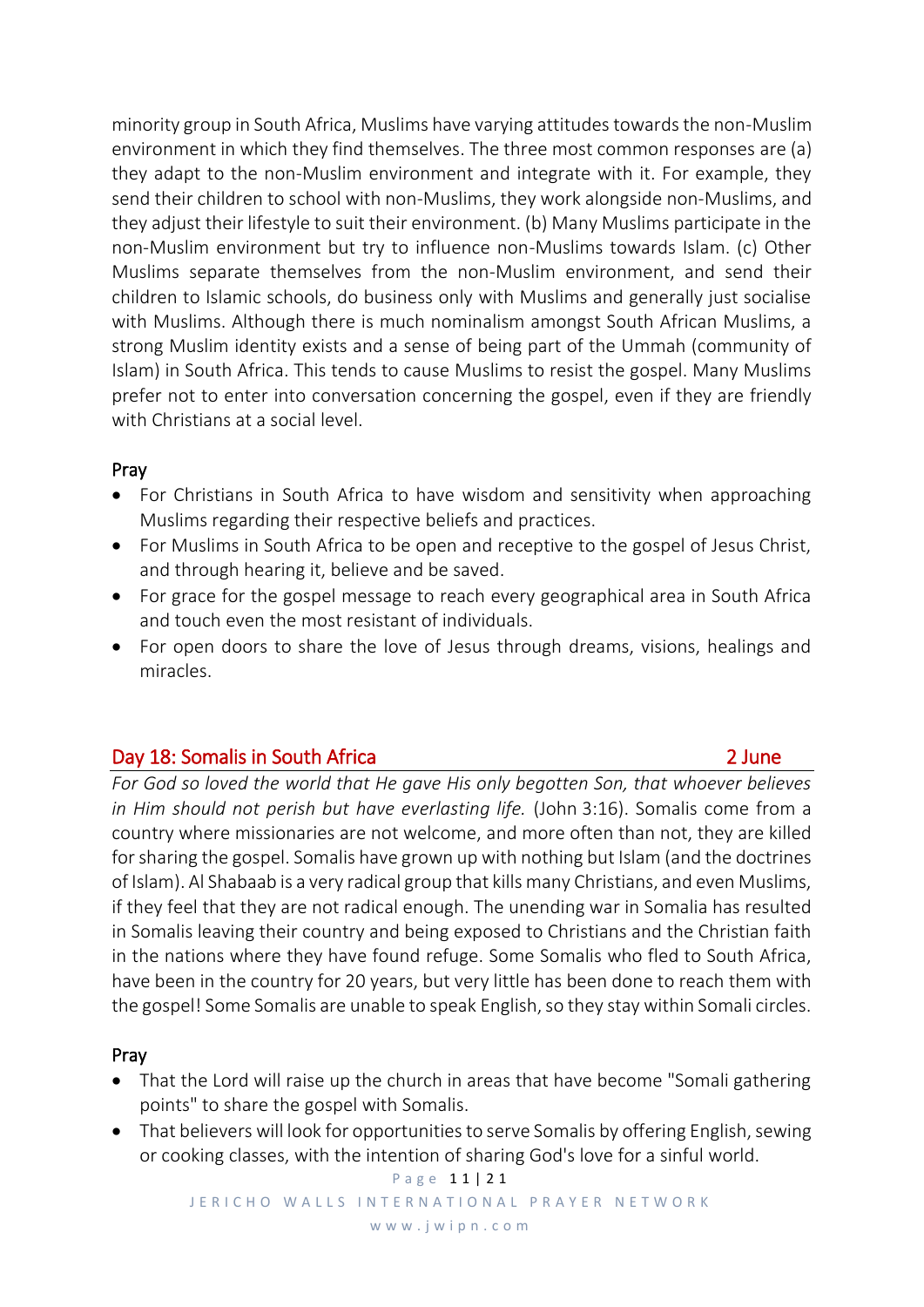minority group in South Africa, Muslims have varying attitudes towards the non-Muslim environment in which they find themselves. The three most common responses are (a) they adapt to the non-Muslim environment and integrate with it. For example, they send their children to school with non-Muslims, they work alongside non-Muslims, and they adjust their lifestyle to suit their environment. (b) Many Muslims participate in the non-Muslim environment but try to influence non-Muslims towards Islam. (c) Other Muslims separate themselves from the non-Muslim environment, and send their children to Islamic schools, do business only with Muslims and generally just socialise with Muslims. Although there is much nominalism amongst South African Muslims, a strong Muslim identity exists and a sense of being part of the Ummah (community of Islam) in South Africa. This tends to cause Muslims to resist the gospel. Many Muslims prefer not to enter into conversation concerning the gospel, even if they are friendly with Christians at a social level.

### Pray

- For Christians in South Africa to have wisdom and sensitivity when approaching Muslims regarding their respective beliefs and practices.
- For Muslims in South Africa to be open and receptive to the gospel of Jesus Christ, and through hearing it, believe and be saved.
- For grace for the gospel message to reach every geographical area in South Africa and touch even the most resistant of individuals.
- For open doors to share the love of Jesus through dreams, visions, healings and miracles.

## Day 18: Somalis in South Africa — 2 June

*For God so loved the world that He gave His only begotten Son, that whoever believes in Him should not perish but have everlasting life.* (John 3:16). Somalis come from a country where missionaries are not welcome, and more often than not, they are killed for sharing the gospel. Somalis have grown up with nothing but Islam (and the doctrines of Islam). Al Shabaab is a very radical group that kills many Christians, and even Muslims, if they feel that they are not radical enough. The unending war in Somalia has resulted in Somalis leaving their country and being exposed to Christians and the Christian faith in the nations where they have found refuge. Some Somalis who fled to South Africa, have been in the country for 20 years, but very little has been done to reach them with the gospel! Some Somalis are unable to speak English, so they stay within Somali circles.

### Pray

- That the Lord will raise up the church in areas that have become "Somali gathering points" to share the gospel with Somalis.
- That believers will look for opportunities to serve Somalis by offering English, sewing or cooking classes, with the intention of sharing God's love for a sinful world.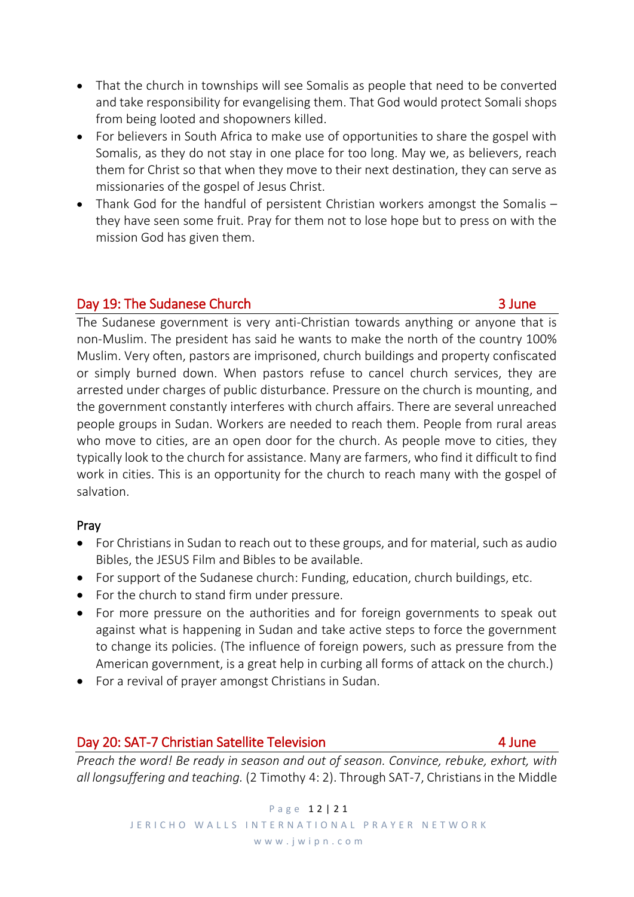- That the church in townships will see Somalis as people that need to be converted and take responsibility for evangelising them. That God would protect Somali shops from being looted and shopowners killed.
- For believers in South Africa to make use of opportunities to share the gospel with Somalis, as they do not stay in one place for too long. May we, as believers, reach them for Christ so that when they move to their next destination, they can serve as missionaries of the gospel of Jesus Christ.
- Thank God for the handful of persistent Christian workers amongst the Somalis – they have seen some fruit. Pray for them not to lose hope but to press on with the mission God has given them.

## Day 19: The Sudanese Church — 3 June

The Sudanese government is very anti-Christian towards anything or anyone that is non-Muslim. The president has said he wants to make the north of the country 100% Muslim. Very often, pastors are imprisoned, church buildings and property confiscated or simply burned down. When pastors refuse to cancel church services, they are arrested under charges of public disturbance. Pressure on the church is mounting, and the government constantly interferes with church affairs. There are several unreached people groups in Sudan. Workers are needed to reach them. People from rural areas who move to cities, are an open door for the church. As people move to cities, they typically look to the church for assistance. Many are farmers, who find it difficult to find work in cities. This is an opportunity for the church to reach many with the gospel of salvation.

### Pray

- For Christians in Sudan to reach out to these groups, and for material, such as audio Bibles, the JESUS Film and Bibles to be available.
- For support of the Sudanese church: Funding, education, church buildings, etc.
- For the church to stand firm under pressure.
- For more pressure on the authorities and for foreign governments to speak out against what is happening in Sudan and take active steps to force the government to change its policies. (The influence of foreign powers, such as pressure from the American government, is a great help in curbing all forms of attack on the church.)
- For a revival of prayer amongst Christians in Sudan.

## Day 20: SAT-7 Christian Satellite Television — 4 June

*Preach the word! Be ready in season and out of season. Convince, rebuke, exhort, with all longsuffering and teaching.* (2 Timothy 4: 2). Through SAT-7, Christians in the Middle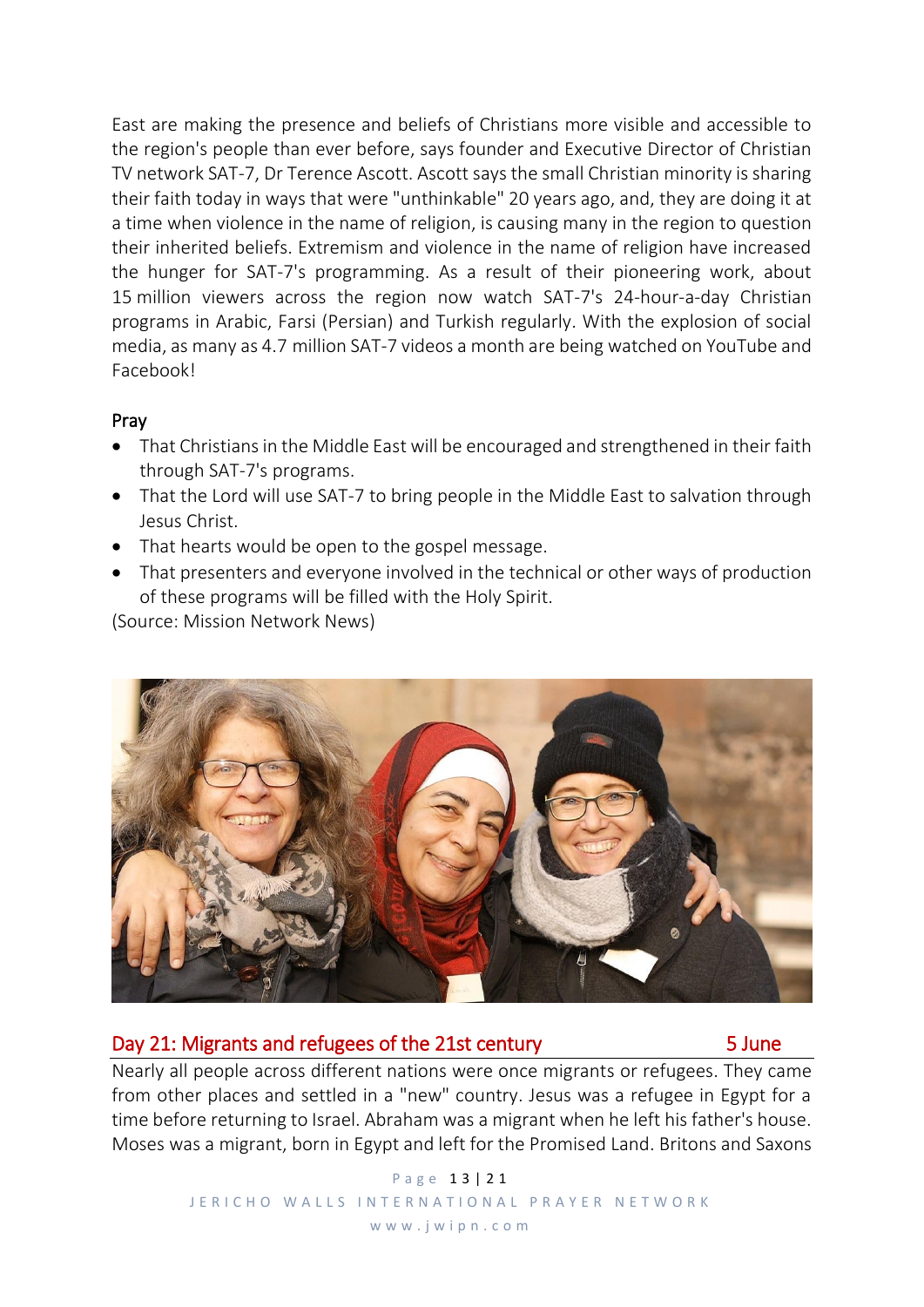East are making the presence and beliefs of Christians more visible and accessible to the region's people than ever before, says founder and Executive Director of Christian TV network SAT-7, Dr Terence Ascott. Ascott says the small Christian minority is sharing their faith today in ways that were "unthinkable" 20 years ago, and, they are doing it at a time when violence in the name of religion, is causing many in the region to question their inherited beliefs. Extremism and violence in the name of religion have increased the hunger for SAT-7's programming. As a result of their pioneering work, about 15 million viewers across the region now watch SAT-7's 24-hour-a-day Christian programs in Arabic, Farsi (Persian) and Turkish regularly. With the explosion of social media, as many as 4.7 million SAT-7 videos a month are being watched on YouTube and Facebook!

Pray

- That Christians in the Middle East will be encouraged and strengthened in their faith through SAT-7's programs.
- That the Lord will use SAT-7 to bring people in the Middle East to salvation through Jesus Christ.
- That hearts would be open to the gospel message.
- That presenters and everyone involved in the technical or other ways of production of these programs will be filled with the Holy Spirit.

(Source: Mission Network News)

## Day 21: Migrants and refugees of the 21st century — 5 June

Nearly all people across different nations were once migrants or refugees. They came from other places and settled in a "new" country. Jesus was a refugee in Egypt for a time before returning to Israel. Abraham was a migrant when he left his father's house. Moses was a migrant, born in Egypt and left for the Promised Land. Britons and Saxons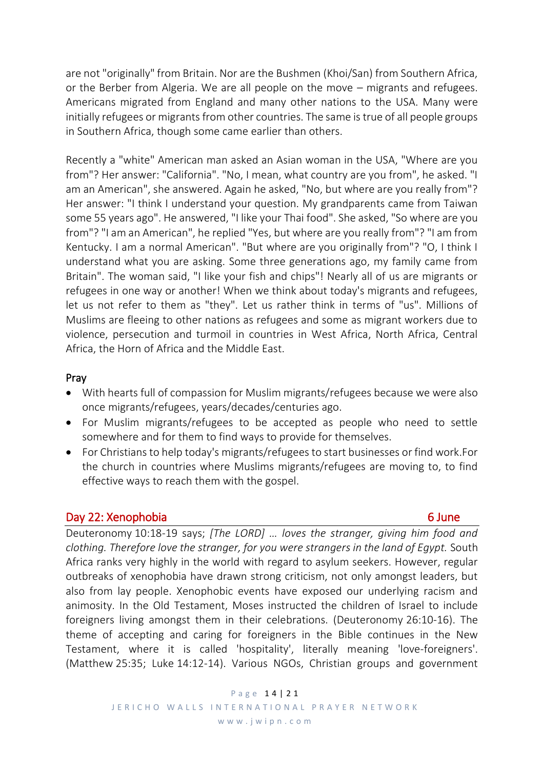are not "originally" from Britain. Nor are the Bushmen (Khoi/San) from Southern Africa, or the Berber from Algeria. We are all people on the move – migrants and refugees. Americans migrated from England and many other nations to the USA. Many were initially refugees or migrants from other countries. The same is true of all people groups in Southern Africa, though some came earlier than others.

Recently a "white" American man asked an Asian woman in the USA, "Where are you from"? Her answer: "California". "No, I mean, what country are you from", he asked. "I am an American", she answered. Again he asked, "No, but where are you really from"? Her answer: "I think I understand your question. My grandparents came from Taiwan some 55 years ago". He answered, "I like your Thai food". She asked, "So where are you from"? "I am an American", he replied "Yes, but where are you really from"? "I am from Kentucky. I am a normal American". "But where are you originally from"? "O, I think I understand what you are asking. Some three generations ago, my family came from Britain". The woman said, "I like your fish and chips"! Nearly all of us are migrants or refugees in one way or another! When we think about today's migrants and refugees, let us not refer to them as "they". Let us rather think in terms of "us". Millions of Muslims are fleeing to other nations as refugees and some as migrant workers due to violence, persecution and turmoil in countries in West Africa, North Africa, Central Africa, the Horn of Africa and the Middle East.

### Pray

- With hearts full of compassion for Muslim migrants/refugees because we were also once migrants/refugees, years/decades/centuries ago.
- For Muslim migrants/refugees to be accepted as people who need to settle somewhere and for them to find ways to provide for themselves.
- For Christians to help today's migrants/refugees to start businesses or find work.For the church in countries where Muslims migrants/refugees are moving to, to find effective ways to reach them with the gospel.

## Day 22: Xenophobia — 6 June

Deuteronomy 10:18-19 says; *[The LORD] … loves the stranger, giving him food and clothing. Therefore love the stranger, for you were strangers in the land of Egypt.* South Africa ranks very highly in the world with regard to asylum seekers. However, regular outbreaks of xenophobia have drawn strong criticism, not only amongst leaders, but also from lay people. Xenophobic events have exposed our underlying racism and animosity. In the Old Testament, Moses instructed the children of Israel to include foreigners living amongst them in their celebrations. (Deuteronomy 26:10-16). The theme of accepting and caring for foreigners in the Bible continues in the New Testament, where it is called 'hospitality', literally meaning 'love-foreigners'. (Matthew 25:35; Luke 14:12-14). Various NGOs, Christian groups and government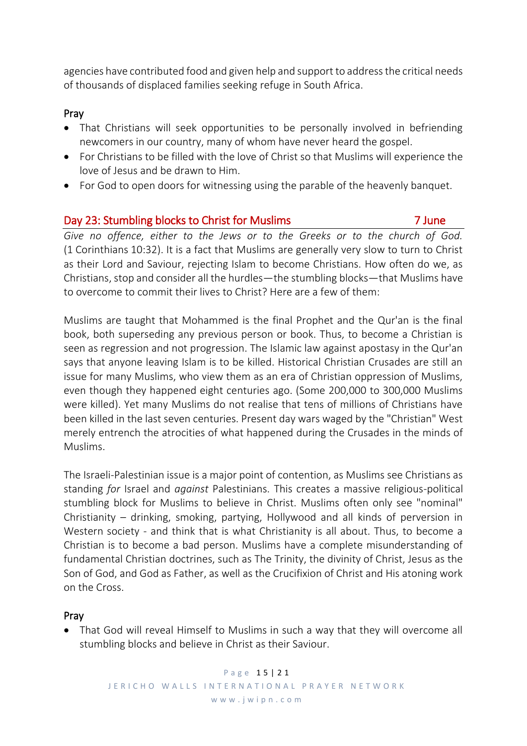agencies have contributed food and given help and support to address the critical needs of thousands of displaced families seeking refuge in South Africa.

### Pray

- That Christians will seek opportunities to be personally involved in befriending newcomers in our country, many of whom have never heard the gospel.
- For Christians to be filled with the love of Christ so that Muslims will experience the love of Jesus and be drawn to Him.
- For God to open doors for witnessing using the parable of the heavenly banquet.

## Day 23: Stumbling blocks to Christ for Muslims — 7 June

*Give no offence, either to the Jews or to the Greeks or to the church of God.* (1 Corinthians 10:32). It is a fact that Muslims are generally very slow to turn to Christ as their Lord and Saviour, rejecting Islam to become Christians. How often do we, as Christians, stop and consider all the hurdles—the stumbling blocks—that Muslims have to overcome to commit their lives to Christ? Here are a few of them:

Muslims are taught that Mohammed is the final Prophet and the Qur'an is the final book, both superseding any previous person or book. Thus, to become a Christian is seen as regression and not progression. The Islamic law against apostasy in the Qur'an says that anyone leaving Islam is to be killed. Historical Christian Crusades are still an issue for many Muslims, who view them as an era of Christian oppression of Muslims, even though they happened eight centuries ago. (Some 200,000 to 300,000 Muslims were killed). Yet many Muslims do not realise that tens of millions of Christians have been killed in the last seven centuries. Present day wars waged by the "Christian" West merely entrench the atrocities of what happened during the Crusades in the minds of Muslims.

The Israeli-Palestinian issue is a major point of contention, as Muslims see Christians as standing *for* Israel and *against* Palestinians. This creates a massive religious-political stumbling block for Muslims to believe in Christ. Muslims often only see "nominal" Christianity – drinking, smoking, partying, Hollywood and all kinds of perversion in Western society - and think that is what Christianity is all about. Thus, to become a Christian is to become a bad person. Muslims have a complete misunderstanding of fundamental Christian doctrines, such as The Trinity, the divinity of Christ, Jesus as the Son of God, and God as Father, as well as the Crucifixion of Christ and His atoning work on the Cross.

### Pray

- That God will reveal Himself to Muslims in such a way that they will overcome all stumbling blocks and believe in Christ as their Saviour.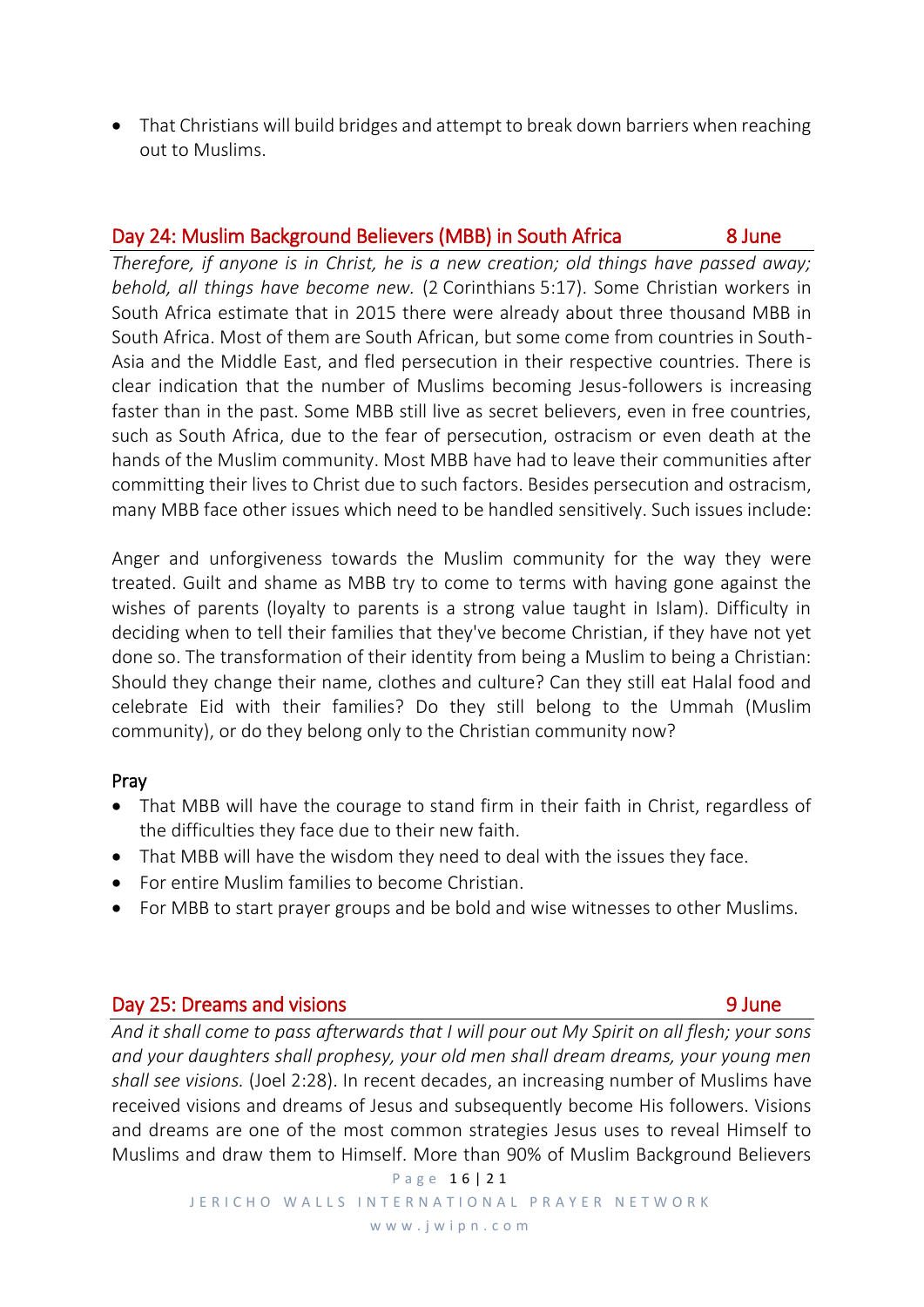- That Christians will build bridges and attempt to break down barriers when reaching out to Muslims.

## Day 24: Muslim Background Believers (MBB) in South Africa — 8 June

*Therefore, if anyone is in Christ, he is a new creation; old things have passed away; behold, all things have become new.* (2 Corinthians 5:17). Some Christian workers in South Africa estimate that in 2015 there were already about three thousand MBB in South Africa. Most of them are South African, but some come from countries in South-Asia and the Middle East, and fled persecution in their respective countries. There is clear indication that the number of Muslims becoming Jesus-followers is increasing faster than in the past. Some MBB still live as secret believers, even in free countries, such as South Africa, due to the fear of persecution, ostracism or even death at the hands of the Muslim community. Most MBB have had to leave their communities after committing their lives to Christ due to such factors. Besides persecution and ostracism, many MBB face other issues which need to be handled sensitively. Such issues include:

Anger and unforgiveness towards the Muslim community for the way they were treated. Guilt and shame as MBB try to come to terms with having gone against the wishes of parents (loyalty to parents is a strong value taught in Islam). Difficulty in deciding when to tell their families that they've become Christian, if they have not yet done so. The transformation of their identity from being a Muslim to being a Christian: Should they change their name, clothes and culture? Can they still eat Halal food and celebrate Eid with their families? Do they still belong to the Ummah (Muslim community), or do they belong only to the Christian community now?

### Pray

- That MBB will have the courage to stand firm in their faith in Christ, regardless of the difficulties they face due to their new faith.
- That MBB will have the wisdom they need to deal with the issues they face.
- For entire Muslim families to become Christian.
- For MBB to start prayer groups and be bold and wise witnesses to other Muslims.

## Day 25: Dreams and visions — 9 June

*And it shall come to pass afterwards that I will pour out My Spirit on all flesh; your sons and your daughters shall prophesy, your old men shall dream dreams, your young men shall see visions.* (Joel 2:28). In recent decades, an increasing number of Muslims have received visions and dreams of Jesus and subsequently become His followers. Visions and dreams are one of the most common strategies Jesus uses to reveal Himself to Muslims and draw them to Himself. More than 90% of Muslim Background Believers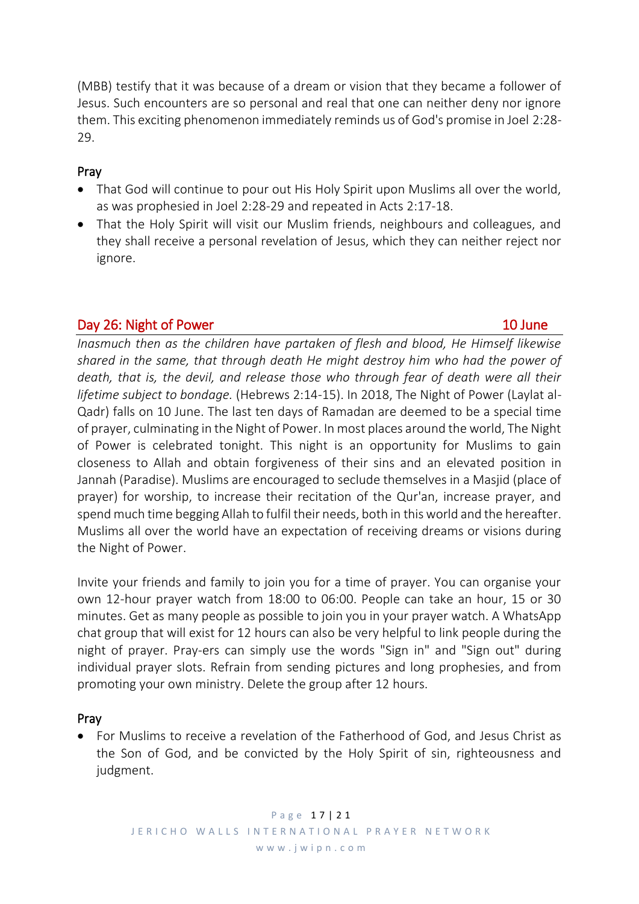(MBB) testify that it was because of a dream or vision that they became a follower of Jesus. Such encounters are so personal and real that one can neither deny nor ignore them. This exciting phenomenon immediately reminds us of God's promise in Joel 2:28-29.

### Pray

- That God will continue to pour out His Holy Spirit upon Muslims all over the world, as was prophesied in Joel 2:28-29 and repeated in Acts 2:17-18.
- That the Holy Spirit will visit our Muslim friends, neighbours and colleagues, and they shall receive a personal revelation of Jesus, which they can neither reject nor ignore.

## Day 26: Night of Power — 10 June

*Inasmuch then as the children have partaken of flesh and blood, He Himself likewise shared in the same, that through death He might destroy him who had the power of death, that is, the devil, and release those who through fear of death were all their lifetime subject to bondage.* (Hebrews 2:14-15). In 2018, The Night of Power (Laylat al-Qadr) falls on 10 June. The last ten days of Ramadan are deemed to be a special time of prayer, culminating in the Night of Power. In most places around the world, The Night of Power is celebrated tonight. This night is an opportunity for Muslims to gain closeness to Allah and obtain forgiveness of their sins and an elevated position in Jannah (Paradise). Muslims are encouraged to seclude themselves in a Masjid (place of prayer) for worship, to increase their recitation of the Qur'an, increase prayer, and spend much time begging Allah to fulfil their needs, both in this world and the hereafter. Muslims all over the world have an expectation of receiving dreams or visions during the Night of Power.

Invite your friends and family to join you for a time of prayer. You can organise your own 12-hour prayer watch from 18:00 to 06:00. People can take an hour, 15 or 30 minutes. Get as many people as possible to join you in your prayer watch. A WhatsApp chat group that will exist for 12 hours can also be very helpful to link people during the night of prayer. Pray-ers can simply use the words "Sign in" and "Sign out" during individual prayer slots. Refrain from sending pictures and long prophesies, and from promoting your own ministry. Delete the group after 12 hours.

### Pray

- For Muslims to receive a revelation of the Fatherhood of God, and Jesus Christ as the Son of God, and be convicted by the Holy Spirit of sin, righteousness and judgment.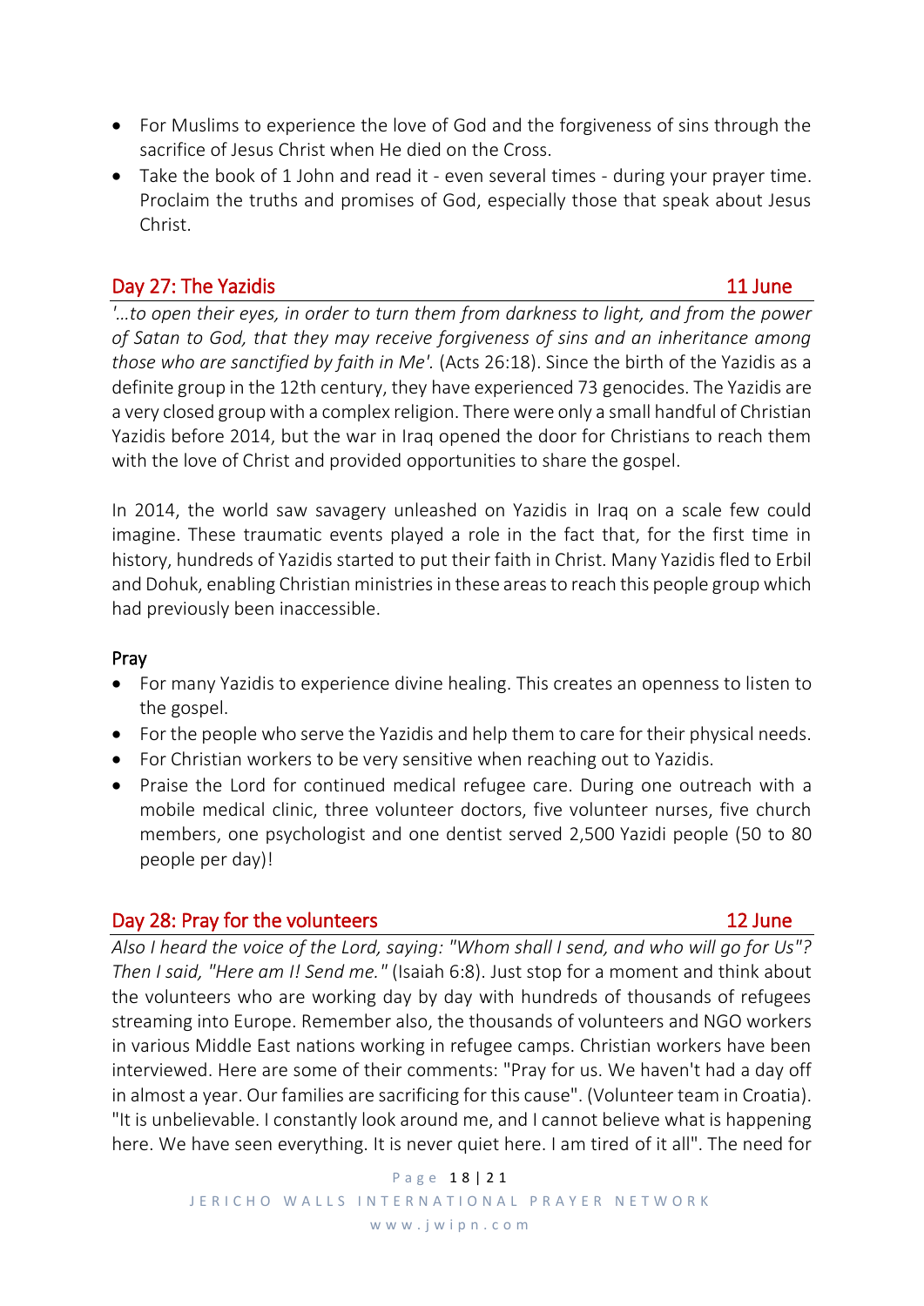- For Muslims to experience the love of God and the forgiveness of sins through the sacrifice of Jesus Christ when He died on the Cross.
- Take the book of 1 John and read it - even several times - during your prayer time. Proclaim the truths and promises of God, especially those that speak about Jesus Christ.

## Day 27: The Yazidis — 11 June

*'...to open their eyes, in order to turn them from darkness to light, and from the power of Satan to God, that they may receive forgiveness of sins and an inheritance among those who are sanctified by faith in Me'.* (Acts 26:18). Since the birth of the Yazidis as a definite group in the 12th century, they have experienced 73 genocides. The Yazidis are a very closed group with a complex religion. There were only a small handful of Christian Yazidis before 2014, but the war in Iraq opened the door for Christians to reach them with the love of Christ and provided opportunities to share the gospel.

In 2014, the world saw savagery unleashed on Yazidis in Iraq on a scale few could imagine. These traumatic events played a role in the fact that, for the first time in history, hundreds of Yazidis started to put their faith in Christ. Many Yazidis fled to Erbil and Dohuk, enabling Christian ministries in these areas to reach this people group which had previously been inaccessible.

### Pray

- For many Yazidis to experience divine healing. This creates an openness to listen to the gospel.
- For the people who serve the Yazidis and help them to care for their physical needs.
- For Christian workers to be very sensitive when reaching out to Yazidis.
- Praise the Lord for continued medical refugee care. During one outreach with a mobile medical clinic, three volunteer doctors, five volunteer nurses, five church members, one psychologist and one dentist served 2,500 Yazidi people (50 to 80 people per day)!

## Day 28: Pray for the volunteers — 12 June

*Also I heard the voice of the Lord, saying: "Whom shall I send, and who will go for Us"? Then I said, "Here am I! Send me."* (Isaiah 6:8). Just stop for a moment and think about the volunteers who are working day by day with hundreds of thousands of refugees streaming into Europe. Remember also, the thousands of volunteers and NGO workers in various Middle East nations working in refugee camps. Christian workers have been interviewed. Here are some of their comments: "Pray for us. We haven't had a day off in almost a year. Our families are sacrificing for this cause". (Volunteer team in Croatia). "It is unbelievable. I constantly look around me, and I cannot believe what is happening here. We have seen everything. It is never quiet here. I am tired of it all". The need for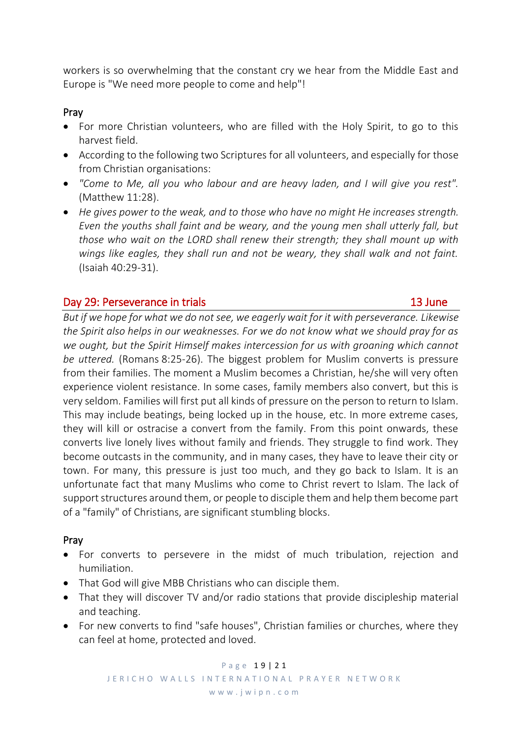workers is so overwhelming that the constant cry we hear from the Middle East and Europe is "We need more people to come and help"!

### Pray

- For more Christian volunteers, who are filled with the Holy Spirit, to go to this harvest field.
- According to the following two Scriptures for all volunteers, and especially for those from Christian organisations:
- *"Come to Me, all you who labour and are heavy laden, and I will give you rest".* (Matthew 11:28).
- *He gives power to the weak, and to those who have no might He increases strength. Even the youths shall faint and be weary, and the young men shall utterly fall, but those who wait on the LORD shall renew their strength; they shall mount up with wings like eagles, they shall run and not be weary, they shall walk and not faint.* (Isaiah 40:29-31).

## Day 29: Perseverance in trials — 13 June

*But if we hope for what we do not see, we eagerly wait for it with perseverance. Likewise the Spirit also helps in our weaknesses. For we do not know what we should pray for as we ought, but the Spirit Himself makes intercession for us with groaning which cannot be uttered.* (Romans 8:25-26). The biggest problem for Muslim converts is pressure from their families. The moment a Muslim becomes a Christian, he/she will very often experience violent resistance. In some cases, family members also convert, but this is very seldom. Families will first put all kinds of pressure on the person to return to Islam. This may include beatings, being locked up in the house, etc. In more extreme cases, they will kill or ostracise a convert from the family. From this point onwards, these converts live lonely lives without family and friends. They struggle to find work. They become outcasts in the community, and in many cases, they have to leave their city or town. For many, this pressure is just too much, and they go back to Islam. It is an unfortunate fact that many Muslims who come to Christ revert to Islam. The lack of support structures around them, or people to disciple them and help them become part of a "family" of Christians, are significant stumbling blocks.

### Pray

- For converts to persevere in the midst of much tribulation, rejection and humiliation.
- That God will give MBB Christians who can disciple them.
- That they will discover TV and/or radio stations that provide discipleship material and teaching.
- For new converts to find "safe houses", Christian families or churches, where they can feel at home, protected and loved.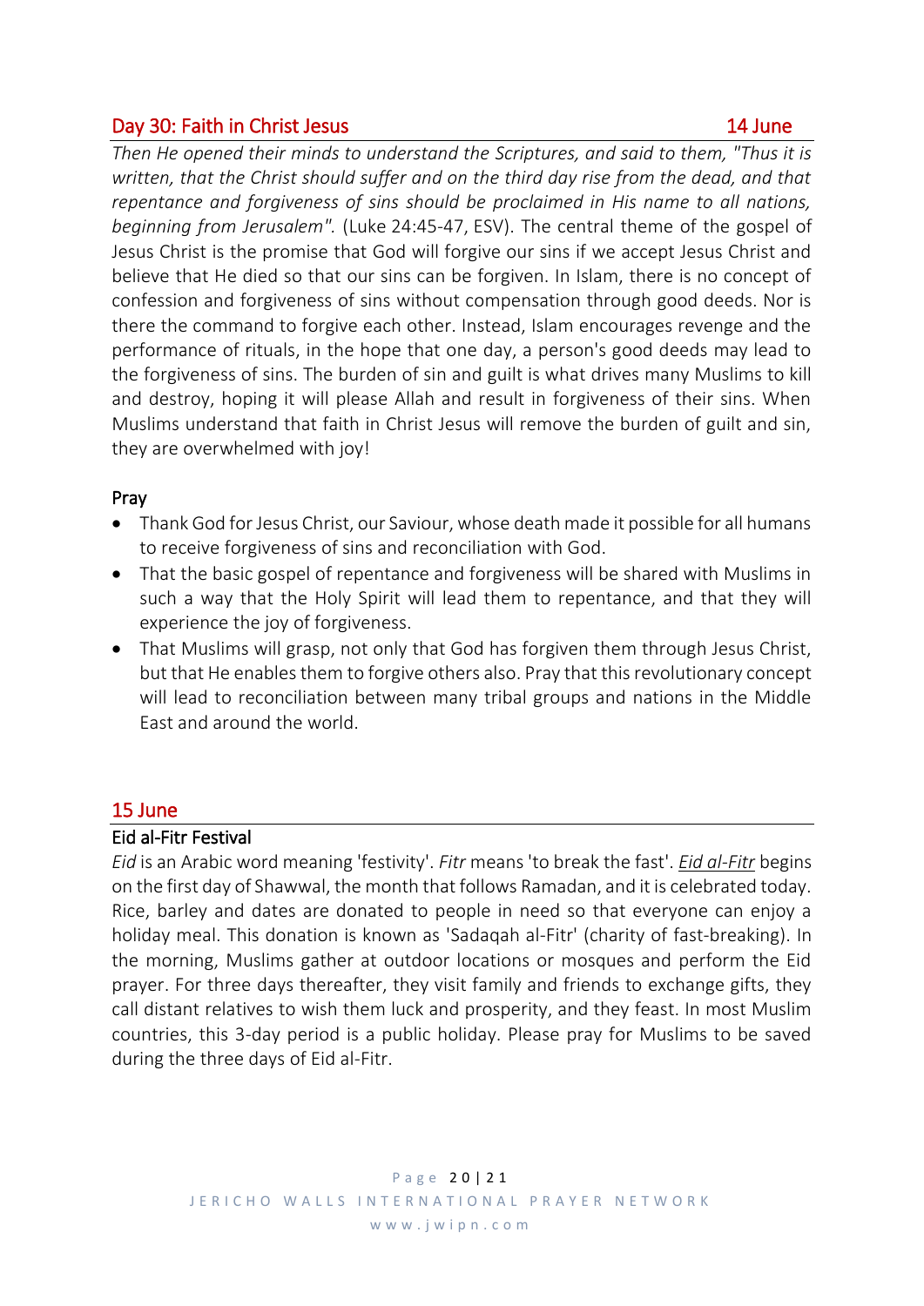## Day 30: Faith in Christ Jesus 14 June

*Then He opened their minds to understand the Scriptures, and said to them, "Thus it is written, that the Christ should suffer and on the third day rise from the dead, and that repentance and forgiveness of sins should be proclaimed in His name to all nations, beginning from Jerusalem".* (Luke 24:45-47, ESV). The central theme of the gospel of Jesus Christ is the promise that God will forgive our sins if we accept Jesus Christ and believe that He died so that our sins can be forgiven. In Islam, there is no concept of confession and forgiveness of sins without compensation through good deeds. Nor is there the command to forgive each other. Instead, Islam encourages revenge and the performance of rituals, in the hope that one day, a person's good deeds may lead to the forgiveness of sins. The burden of sin and guilt is what drives many Muslims to kill and destroy, hoping it will please Allah and result in forgiveness of their sins. When Muslims understand that faith in Christ Jesus will remove the burden of guilt and sin, they are overwhelmed with joy!

### Pray

- Thank God for Jesus Christ, our Saviour, whose death made it possible for all humans to receive forgiveness of sins and reconciliation with God.
- That the basic gospel of repentance and forgiveness will be shared with Muslims in such a way that the Holy Spirit will lead them to repentance, and that they will experience the joy of forgiveness.
- That Muslims will grasp, not only that God has forgiven them through Jesus Christ, but that He enables them to forgive others also. Pray that this revolutionary concept will lead to reconciliation between many tribal groups and nations in the Middle East and around the world.

## 15 June

### Eid al-Fitr Festival

*Eid* is an Arabic word meaning 'festivity'. *Fitr* means 'to break the fast'. *Eid al-Fitr* begins on the first day of Shawwal, the month that follows Ramadan, and it is celebrated today. Rice, barley and dates are donated to people in need so that everyone can enjoy a holiday meal. This donation is known as 'Sadaqah al-Fitr' (charity of fast-breaking). In the morning, Muslims gather at outdoor locations or mosques and perform the Eid prayer. For three days thereafter, they visit family and friends to exchange gifts, they call distant relatives to wish them luck and prosperity, and they feast. In most Muslim countries, this 3-day period is a public holiday. Please pray for Muslims to be saved during the three days of Eid al-Fitr.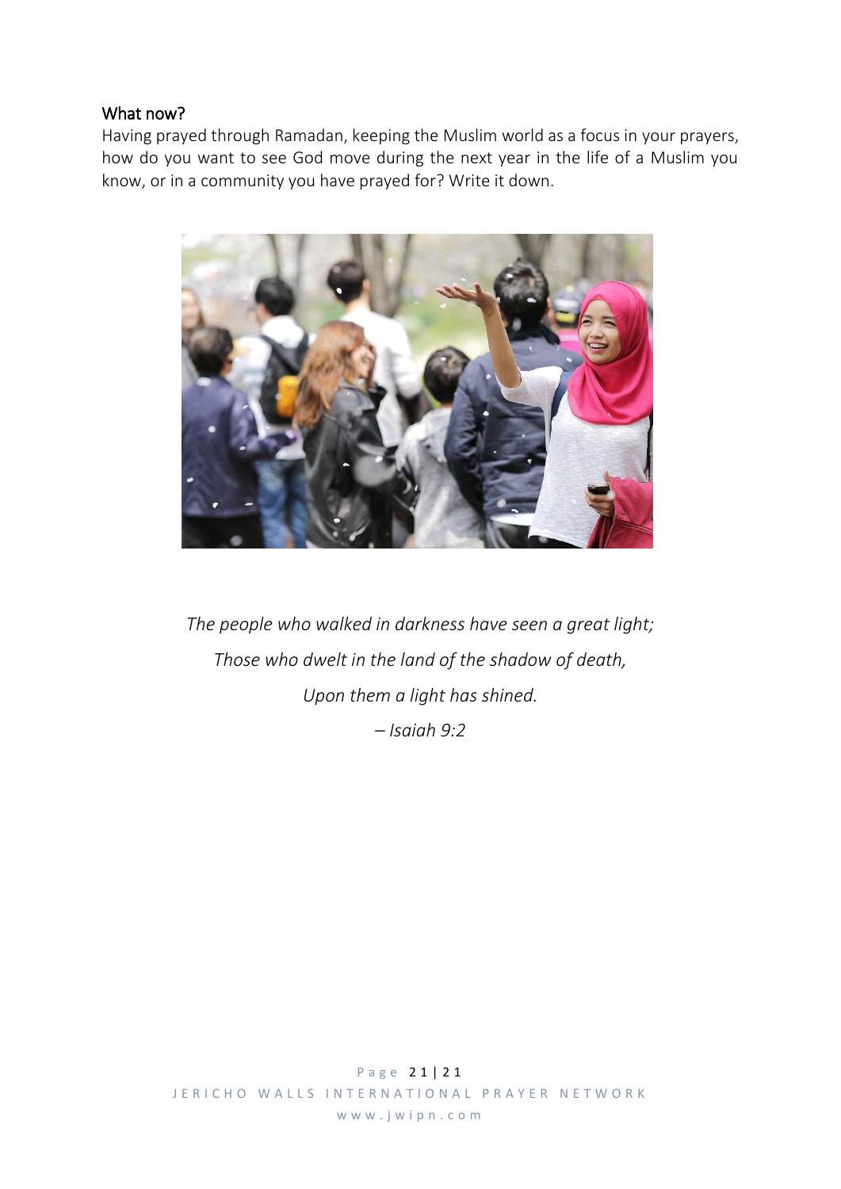## What now?

Having prayed through Ramadan, keeping the Muslim world as a focus in your prayers, how do you want to see God move during the next year in the life of a Muslim you know, or in a community you have prayed for? Write it down.

*The people who walked in darkness have seen a great light;*

*Those who dwelt in the land of the shadow of death,*

*Upon them a light has shined.*

*– Isaiah 9:2*